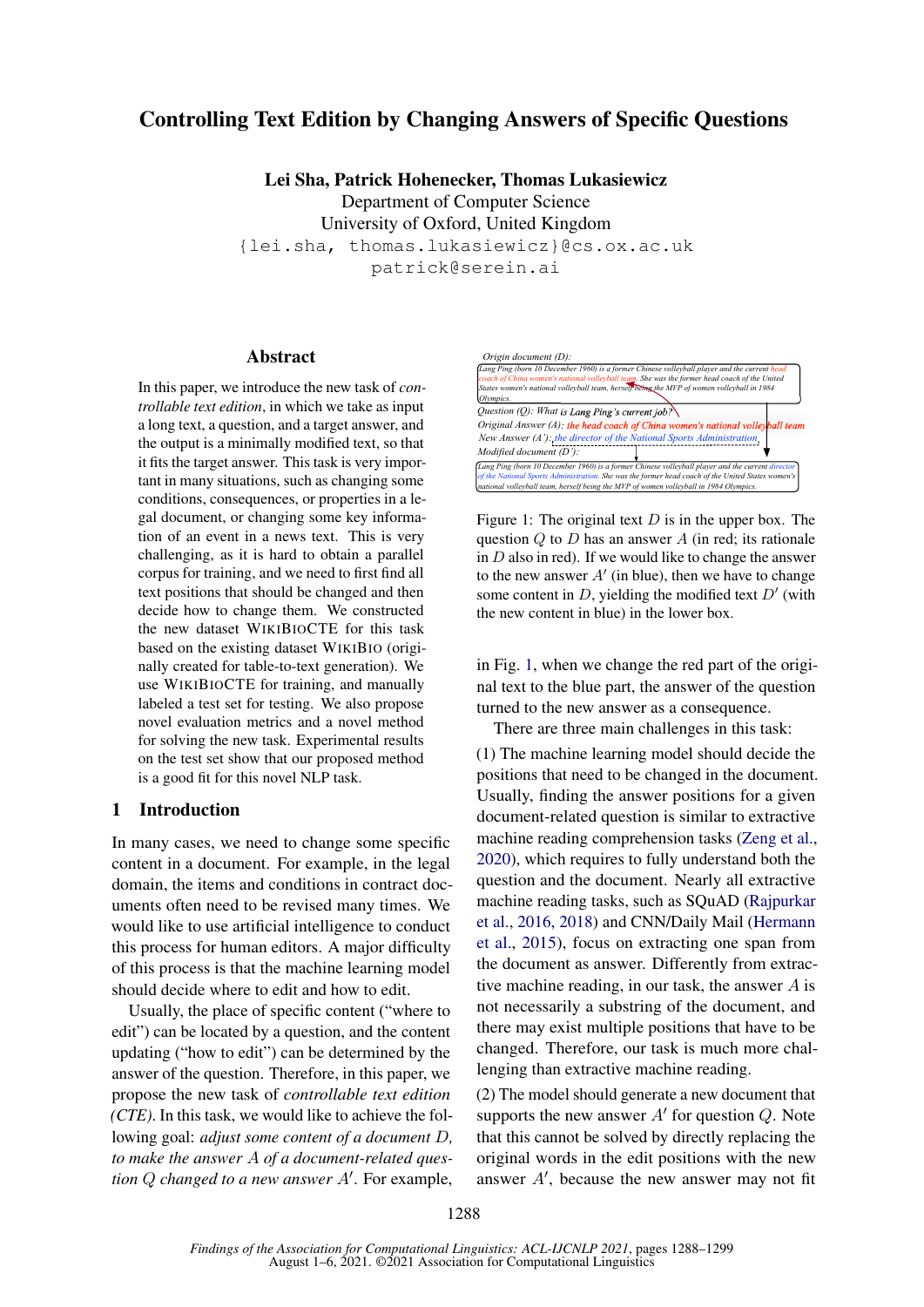# Controlling Text Edition by Changing Answers of Specific Questions

**Lei Sha, Patrick Hohenecker, Thomas Lukasiewicz**
Department of Computer Science
University of Oxford, United Kingdom
{lei.sha, thomas.lukasiewicz}@cs.ox.ac.uk
patrick@serein.ai

## Abstract

In this paper, we introduce the new task of *controllable text edition*, in which we take as input a long text, a question, and a target answer, and the output is a minimally modified text, so that it fits the target answer. This task is very important in many situations, such as changing some conditions, consequences, or properties in a legal document, or changing some key information of an event in a news text. This is very challenging, as it is hard to obtain a parallel corpus for training, and we need to first find all text positions that should be changed and then decide how to change them. We constructed the new dataset WIKIBIOCTE for this task based on the existing dataset WIKIBIO (originally created for table-to-text generation). We use WIKIBIOCTE for training, and manually labeled a test set for testing. We also propose novel evaluation metrics and a novel method for solving the new task. Experimental results on the test set show that our proposed method is a good fit for this novel NLP task.

## 1 Introduction

In many cases, we need to change some specific content in a document. For example, in the legal domain, the items and conditions in contract documents often need to be revised many times. We would like to use artificial intelligence to conduct this process for human editors. A major difficulty of this process is that the machine learning model should decide where to edit and how to edit.

Usually, the place of specific content ("where to edit") can be located by a question, and the content updating ("how to edit") can be determined by the answer of the question. Therefore, in this paper, we propose the new task of *controllable text edition (CTE)*. In this task, we would like to achieve the following goal: *adjust some content of a document $D$, to make the answer $A$ of a document-related question $Q$ changed to a new answer $A'$*. For example, in Fig. 1, when we change the red part of the original text to the blue part, the answer of the question turned to the new answer as a consequence.

Origin document (D):
Lang Ping (born 10 December 1960) is a former Chinese volleyball player and the current head coach of China women's national volleyball team. She was the former head coach of the United States women's national volleyball team, herself being the MVP of women volleyball in 1984 Olympics.
Question (Q): What is Lang Ping's current job?
Original Answer (A): the head coach of China women's national volleyball team
New Answer (A'): the director of the National Sports Administration
Modified document (D'):
Lang Ping (born 10 December 1960) is a former Chinese volleyball player and the current director of the National Sports Administration. She was the former head coach of the United States women's national volleyball team, herself being the MVP of women volleyball in 1984 Olympics.

Figure 1: The original text $D$ is in the upper box. The question $Q$ to $D$ has an answer $A$ (in red; its rationale in $D$ also in red). If we would like to change the answer to the new answer $A'$ (in blue), then we have to change some content in $D$, yielding the modified text $D'$ (with the new content in blue) in the lower box.

There are three main challenges in this task:

(1) The machine learning model should decide the positions that need to be changed in the document. Usually, finding the answer positions for a given document-related question is similar to extractive machine reading comprehension tasks (Zeng et al., 2020), which requires to fully understand both the question and the document. Nearly all extractive machine reading tasks, such as SQuAD (Rajpurkar et al., 2016, 2018) and CNN/Daily Mail (Hermann et al., 2015), focus on extracting one span from the document as answer. Differently from extractive machine reading, in our task, the answer $A$ is not necessarily a substring of the document, and there may exist multiple positions that have to be changed. Therefore, our task is much more challenging than extractive machine reading.

(2) The model should generate a new document that supports the new answer $A'$ for question $Q$. Note that this cannot be solved by directly replacing the original words in the edit positions with the new answer $A'$, because the new answer may not fit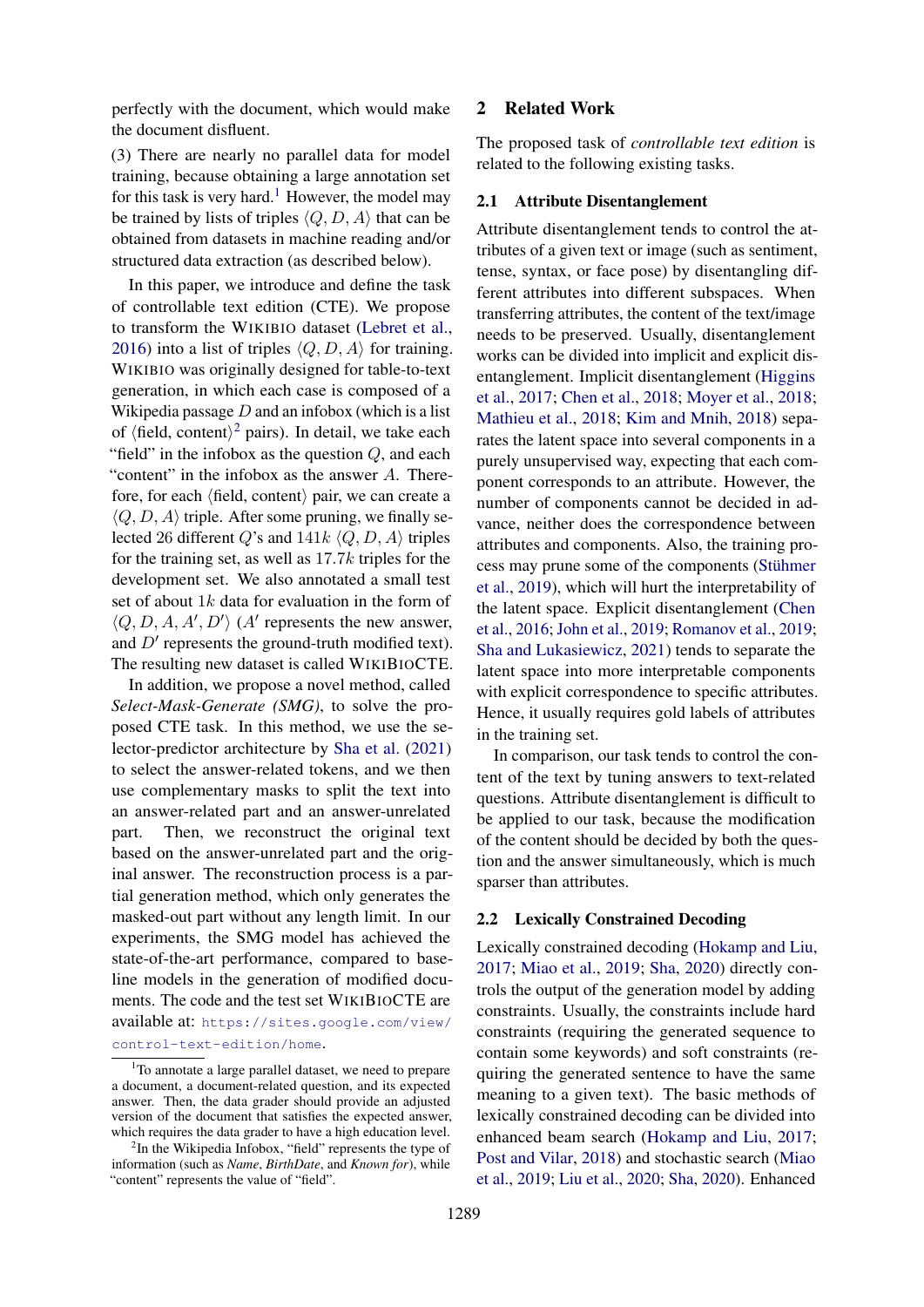perfectly with the document, which would make the document disfluent.

(3) There are nearly no parallel data for model training, because obtaining a large annotation set for this task is very hard.[1] However, the model may be trained by lists of triples $\langle Q, D, A\rangle$ that can be obtained from datasets in machine reading and/or structured data extraction (as described below).

In this paper, we introduce and define the task of controllable text edition (CTE). We propose to transform the WIKIBIO dataset (Lebret et al., 2016) into a list of triples $\langle Q, D, A\rangle$ for training. WIKIBIO was originally designed for table-to-text generation, in which each case is composed of a Wikipedia passage $D$ and an infobox (which is a list of $\langle$field, content$\rangle$[2] pairs). In detail, we take each "field" in the infobox as the question $Q$, and each "content" in the infobox as the answer $A$. Therefore, for each $\langle$field, content$\rangle$ pair, we can create a $\langle Q, D, A\rangle$ triple. After some pruning, we finally selected 26 different $Q$'s and $141k$ $\langle Q, D, A\rangle$ triples for the training set, as well as $17.7k$ triples for the development set. We also annotated a small test set of about $1k$ data for evaluation in the form of $\langle Q, D, A, A', D'\rangle$ ($A'$ represents the new answer, and $D'$ represents the ground-truth modified text). The resulting new dataset is called WIKIBIOCTE.

In addition, we propose a novel method, called *Select-Mask-Generate (SMG)*, to solve the proposed CTE task. In this method, we use the selector-predictor architecture by Sha et al. (2021) to select the answer-related tokens, and we then use complementary masks to split the text into an answer-related part and an answer-unrelated part. Then, we reconstruct the original text based on the answer-unrelated part and the original answer. The reconstruction process is a partial generation method, which only generates the masked-out part without any length limit. In our experiments, the SMG model has achieved the state-of-the-art performance, compared to baseline models in the generation of modified documents. The code and the test set WIKIBIOCTE are available at: https://sites.google.com/view/control-text-edition/home.

[1] To annotate a large parallel dataset, we need to prepare a document, a document-related question, and its expected answer. Then, the data grader should provide an adjusted version of the document that satisfies the expected answer, which requires the data grader to have a high education level.

[2] In the Wikipedia Infobox, "field" represents the type of information (such as *Name*, *BirthDate*, and *Known for*), while "content" represents the value of "field".

## 2 Related Work

The proposed task of *controllable text edition* is related to the following existing tasks.

### 2.1 Attribute Disentanglement

Attribute disentanglement tends to control the attributes of a given text or image (such as sentiment, tense, syntax, or face pose) by disentangling different attributes into different subspaces. When transferring attributes, the content of the text/image needs to be preserved. Usually, disentanglement works can be divided into implicit and explicit disentanglement. Implicit disentanglement (Higgins et al., 2017; Chen et al., 2018; Moyer et al., 2018; Mathieu et al., 2018; Kim and Mnih, 2018) separates the latent space into several components in a purely unsupervised way, expecting that each component corresponds to an attribute. However, the number of components cannot be decided in advance, neither does the correspondence between attributes and components. Also, the training process may prune some of the components (Stühmer et al., 2019), which will hurt the interpretability of the latent space. Explicit disentanglement (Chen et al., 2016; John et al., 2019; Romanov et al., 2019; Sha and Lukasiewicz, 2021) tends to separate the latent space into more interpretable components with explicit correspondence to specific attributes. Hence, it usually requires gold labels of attributes in the training set.

In comparison, our task tends to control the content of the text by tuning answers to text-related questions. Attribute disentanglement is difficult to be applied to our task, because the modification of the content should be decided by both the question and the answer simultaneously, which is much sparser than attributes.

### 2.2 Lexically Constrained Decoding

Lexically constrained decoding (Hokamp and Liu, 2017; Miao et al., 2019; Sha, 2020) directly controls the output of the generation model by adding constraints. Usually, the constraints include hard constraints (requiring the generated sequence to contain some keywords) and soft constraints (requiring the generated sentence to have the same meaning to a given text). The basic methods of lexically constrained decoding can be divided into enhanced beam search (Hokamp and Liu, 2017; Post and Vilar, 2018) and stochastic search (Miao et al., 2019; Liu et al., 2020; Sha, 2020). Enhanced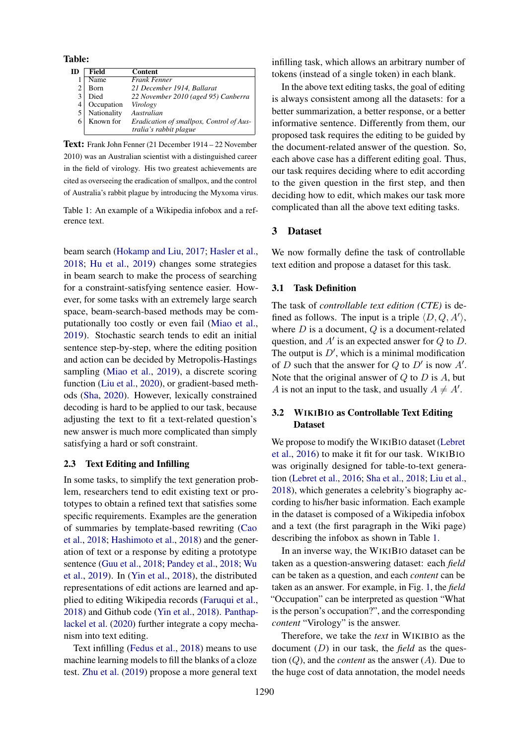**Table:**

| ID | Field | Content |
|---|---|---|
| 1 | Name | *Frank Fenner* |
| 2 | Born | *21 December 1914, Ballarat* |
| 3 | Died | *22 November 2010 (aged 95) Canberra* |
| 4 | Occupation | *Virology* |
| 5 | Nationality | *Australian* |
| 6 | Known for | *Eradication of smallpox, Control of Australia's rabbit plague* |

**Text:** Frank John Fenner (21 December 1914 – 22 November 2010) was an Australian scientist with a distinguished career in the field of virology. His two greatest achievements are cited as overseeing the eradication of smallpox, and the control of Australia's rabbit plague by introducing the Myxoma virus.

Table 1: An example of a Wikipedia infobox and a reference text.

beam search (Hokamp and Liu, 2017; Hasler et al., 2018; Hu et al., 2019) changes some strategies in beam search to make the process of searching for a constraint-satisfying sentence easier. However, for some tasks with an extremely large search space, beam-search-based methods may be computationally too costly or even fail (Miao et al., 2019). Stochastic search tends to edit an initial sentence step-by-step, where the editing position and action can be decided by Metropolis-Hastings sampling (Miao et al., 2019), a discrete scoring function (Liu et al., 2020), or gradient-based methods (Sha, 2020). However, lexically constrained decoding is hard to be applied to our task, because adjusting the text to fit a text-related question's new answer is much more complicated than simply satisfying a hard or soft constraint.

### 2.3 Text Editing and Infilling

In some tasks, to simplify the text generation problem, researchers tend to edit existing text or prototypes to obtain a refined text that satisfies some specific requirements. Examples are the generation of summaries by template-based rewriting (Cao et al., 2018; Hashimoto et al., 2018) and the generation of text or a response by editing a prototype sentence (Guu et al., 2018; Pandey et al., 2018; Wu et al., 2019). In (Yin et al., 2018), the distributed representations of edit actions are learned and applied to editing Wikipedia records (Faruqui et al., 2018) and Github code (Yin et al., 2018). Panthaplackel et al. (2020) further integrate a copy mechanism into text editing.

Text infilling (Fedus et al., 2018) means to use machine learning models to fill the blanks of a cloze test. Zhu et al. (2019) propose a more general text infilling task, which allows an arbitrary number of tokens (instead of a single token) in each blank.

In the above text editing tasks, the goal of editing is always consistent among all the datasets: for a better summarization, a better response, or a better informative sentence. Differently from them, our proposed task requires the editing to be guided by the document-related answer of the question. So, each above case has a different editing goal. Thus, our task requires deciding where to edit according to the given question in the first step, and then deciding how to edit, which makes our task more complicated than all the above text editing tasks.

## 3 Dataset

We now formally define the task of controllable text edition and propose a dataset for this task.

### 3.1 Task Definition

The task of *controllable text edition (CTE)* is defined as follows. The input is a triple $\langle D, Q, A' \rangle$, where $D$ is a document, $Q$ is a document-related question, and $A'$ is an expected answer for $Q$ to $D$. The output is $D'$, which is a minimal modification of $D$ such that the answer for $Q$ to $D'$ is now $A'$. Note that the original answer of $Q$ to $D$ is $A$, but $A$ is not an input to the task, and usually $A \neq A'$.

### 3.2 WikiBio as Controllable Text Editing Dataset

We propose to modify the WikiBio dataset (Lebret et al., 2016) to make it fit for our task. WikiBio was originally designed for table-to-text generation (Lebret et al., 2016; Sha et al., 2018; Liu et al., 2018), which generates a celebrity's biography according to his/her basic information. Each example in the dataset is composed of a Wikipedia infobox and a text (the first paragraph in the Wiki page) describing the infobox as shown in Table 1.

In an inverse way, the WikiBio dataset can be taken as a question-answering dataset: each *field* can be taken as a question, and each *content* can be taken as an answer. For example, in Fig. 1, the *field* "Occupation" can be interpreted as question "What is the person's occupation?", and the corresponding *content* "Virology" is the answer.

Therefore, we take the *text* in WikiBio as the document ($D$) in our task, the *field* as the question ($Q$), and the *content* as the answer ($A$). Due to the huge cost of data annotation, the model needs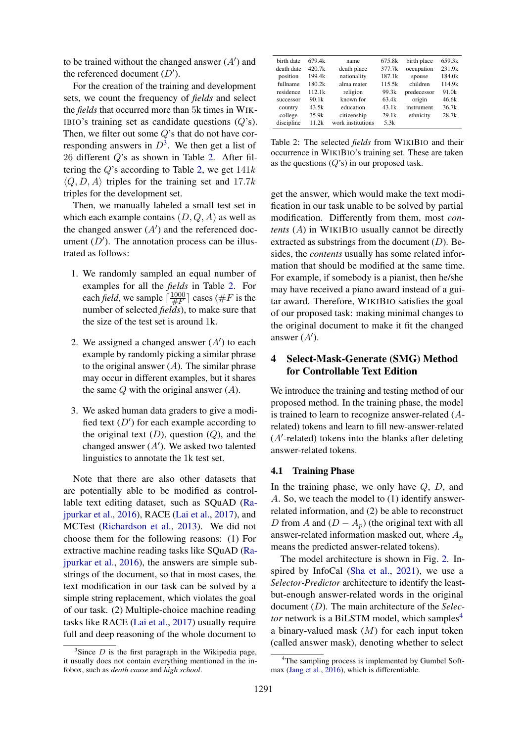to be trained without the changed answer ($A'$) and the referenced document ($D'$).

For the creation of the training and development sets, we count the frequency of *fields* and select the *fields* that occurred more than 5k times in WIKIBIO's training set as candidate questions ($Q$'s). Then, we filter out some $Q$'s that do not have corresponding answers in $D$[3]. We then get a list of 26 different $Q$'s as shown in Table 2. After filtering the $Q$'s according to Table 2, we get $141k$ $\langle Q, D, A \rangle$ triples for the training set and $17.7k$ triples for the development set.

Then, we manually labeled a small test set in which each example contains $(D, Q, A)$ as well as the changed answer ($A'$) and the referenced document ($D'$). The annotation process can be illustrated as follows:

1. We randomly sampled an equal number of examples for all the *fields* in Table 2. For each *field*, we sample $\lceil \frac{1000}{\#F} \rceil$ cases ($\#F$ is the number of selected *fields*), to make sure that the size of the test set is around 1k.

2. We assigned a changed answer ($A'$) to each example by randomly picking a similar phrase to the original answer ($A$). The similar phrase may occur in different examples, but it shares the same $Q$ with the original answer ($A$).

3. We asked human data graders to give a modified text ($D'$) for each example according to the original text ($D$), question ($Q$), and the changed answer ($A'$). We asked two talented linguistics to annotate the 1k test set.

Note that there are also other datasets that are potentially able to be modified as controllable text editing dataset, such as SQuAD (Rajpurkar et al., 2016), RACE (Lai et al., 2017), and MCTest (Richardson et al., 2013). We did not choose them for the following reasons: (1) For extractive machine reading tasks like SQuAD (Rajpurkar et al., 2016), the answers are simple substrings of the document, so that in most cases, the text modification in our task can be solved by a simple string replacement, which violates the goal of our task. (2) Multiple-choice machine reading tasks like RACE (Lai et al., 2017) usually require full and deep reasoning of the whole document to get the answer, which would make the text modification in our task unable to be solved by partial modification. Differently from them, most *contents* ($A$) in WIKIBIO usually cannot be directly extracted as substrings from the document ($D$). Besides, the *contents* usually has some related information that should be modified at the same time. For example, if somebody is a pianist, then he/she may have received a piano award instead of a guitar award. Therefore, WIKIBIO satisfies the goal of our proposed task: making minimal changes to the original document to make it fit the changed answer ($A'$).

| birth date | 679.4k | name | 675.8k | birth place | 659.3k |
|---|---|---|---|---|---|
| death date | 420.7k | death place | 377.7k | occupation | 231.9k |
| position | 199.4k | nationality | 187.1k | spouse | 184.0k |
| fullname | 180.2k | alma mater | 115.5k | children | 114.9k |
| residence | 112.1k | religion | 99.3k | predecessor | 91.0k |
| successor | 90.1k | known for | 63.4k | origin | 46.6k |
| country | 43.5k | education | 43.1k | instrument | 36.7k |
| college | 35.9k | citizenship | 29.1k | ethnicity | 28.7k |
| discipline | 11.2k | work institutions | 5.3k | | |

Table 2: The selected *fields* from WIKIBIO and their occurrence in WIKIBIO's training set. These are taken as the questions ($Q$'s) in our proposed task.

## 4 Select-Mask-Generate (SMG) Method for Controllable Text Edition

We introduce the training and testing method of our proposed method. In the training phase, the model is trained to learn to recognize answer-related ($A$-related) tokens and learn to fill new-answer-related ($A'$-related) tokens into the blanks after deleting answer-related tokens.

### 4.1 Training Phase

In the training phase, we only have $Q$, $D$, and $A$. So, we teach the model to (1) identify answer-related information, and (2) be able to reconstruct $D$ from $A$ and $(D - A_p)$ (the original text with all answer-related information masked out, where $A_p$ means the predicted answer-related tokens).

The model architecture is shown in Fig. 2. Inspired by InfoCal (Sha et al., 2021), we use a *Selector-Predictor* architecture to identify the least-but-enough answer-related words in the original document ($D$). The main architecture of the *Selector* network is a BiLSTM model, which samples[4] a binary-valued mask ($M$) for each input token (called answer mask), denoting whether to select

[3]Since $D$ is the first paragraph in the Wikipedia page, it usually does not contain everything mentioned in the infobox, such as *death cause* and *high school*.

[4]The sampling process is implemented by Gumbel Softmax (Jang et al., 2016), which is differentiable.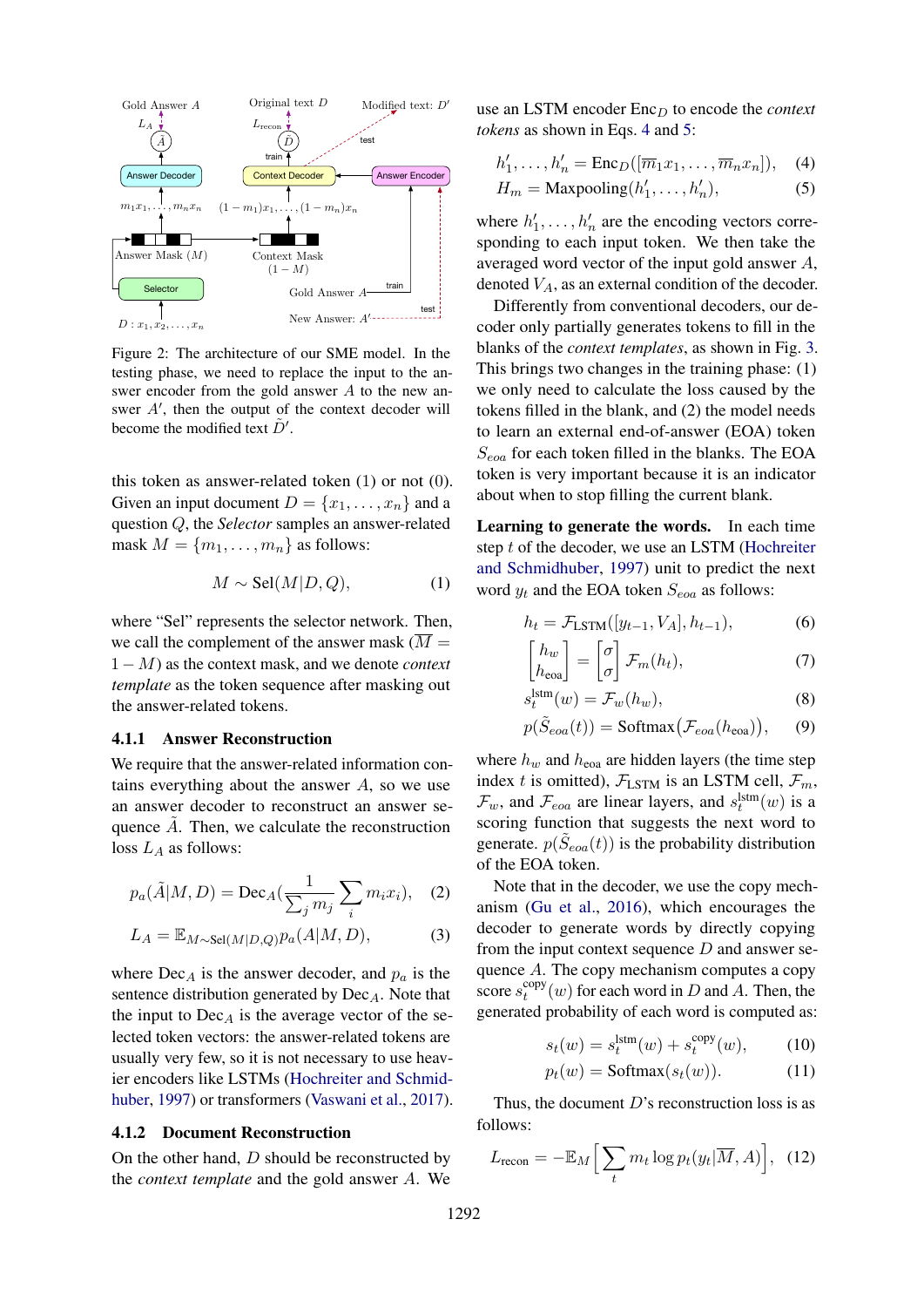Gold Answer $A$ $L_A$ $\tilde{A}$ Answer Decoder $m_1 x_1, \ldots, m_n x_n$ Answer Mask ($M$) Selector $D: x_1, x_2, \ldots, x_n$ Original text $D$ $L_{recon}$ $\tilde{D}$ train Context Decoder $(1-m_1)x_1, \ldots, (1-m_n)x_n$ Context Mask $(1-M)$ Modified text: $D'$ test Answer Encoder Gold Answer $A$ train New Answer: $A'$ test

Figure 2: The architecture of our SME model. In the testing phase, we need to replace the input to the answer encoder from the gold answer $A$ to the new answer $A'$, then the output of the context decoder will become the modified text $\tilde{D}'$.

this token as answer-related token (1) or not (0). Given an input document $D = \{x_1, \ldots, x_n\}$ and a question $Q$, the *Selector* samples an answer-related mask $M = \{m_1, \ldots, m_n\}$ as follows:

$$M \sim \text{Sel}(M|D, Q), \tag{1}$$

where "Sel" represents the selector network. Then, we call the complement of the answer mask ($\overline{M} = 1 - M$) as the context mask, and we denote *context template* as the token sequence after masking out the answer-related tokens.

#### 4.1.1 Answer Reconstruction

We require that the answer-related information contains everything about the answer $A$, so we use an answer decoder to reconstruct an answer sequence $\tilde{A}$. Then, we calculate the reconstruction loss $L_A$ as follows:

$$p_a(\tilde{A}|M, D) = \text{Dec}_A\Big(\frac{1}{\sum_j m_j} \sum_i m_i x_i\Big), \tag{2}$$

$$L_A = \mathbb{E}_{M \sim \text{Sel}(M|D,Q)} p_a(A|M, D), \tag{3}$$

where $\text{Dec}_A$ is the answer decoder, and $p_a$ is the sentence distribution generated by $\text{Dec}_A$. Note that the input to $\text{Dec}_A$ is the average vector of the selected token vectors: the answer-related tokens are usually very few, so it is not necessary to use heavier encoders like LSTMs (Hochreiter and Schmidhuber, 1997) or transformers (Vaswani et al., 2017).

#### 4.1.2 Document Reconstruction

On the other hand, $D$ should be reconstructed by the *context template* and the gold answer $A$. We use an LSTM encoder $\text{Enc}_D$ to encode the *context tokens* as shown in Eqs. 4 and 5:

$$h'_1, \ldots, h'_n = \text{Enc}_D([\overline{m}_1 x_1, \ldots, \overline{m}_n x_n]), \tag{4}$$

$$H_m = \text{Maxpooling}(h'_1, \ldots, h'_n), \tag{5}$$

where $h'_1, \ldots, h'_n$ are the encoding vectors corresponding to each input token. We then take the averaged word vector of the input gold answer $A$, denoted $V_A$, as an external condition of the decoder.

Differently from conventional decoders, our decoder only partially generates tokens to fill in the blanks of the *context templates*, as shown in Fig. 3. This brings two changes in the training phase: (1) we only need to calculate the loss caused by the tokens filled in the blank, and (2) the model needs to learn an external end-of-answer (EOA) token $S_{eoa}$ for each token filled in the blanks. The EOA token is very important because it is an indicator about when to stop filling the current blank.

**Learning to generate the words.** In each time step $t$ of the decoder, we use an LSTM (Hochreiter and Schmidhuber, 1997) unit to predict the next word $y_t$ and the EOA token $S_{eoa}$ as follows:

$$h_t = \mathcal{F}_{\text{LSTM}}([y_{t-1}, V_A], h_{t-1}), \tag{6}$$

$$\begin{bmatrix} h_w \\ h_{\text{eoa}} \end{bmatrix} = \begin{bmatrix} \sigma \\ \sigma \end{bmatrix} \mathcal{F}_m(h_t), \tag{7}$$

$$s_t^{\text{lstm}}(w) = \mathcal{F}_w(h_w), \tag{8}$$

$$p(\tilde{S}_{eoa}(t)) = \text{Softmax}\big(\mathcal{F}_{eoa}(h_{\text{eoa}})\big), \tag{9}$$

where $h_w$ and $h_{\text{eoa}}$ are hidden layers (the time step index $t$ is omitted), $\mathcal{F}_{\text{LSTM}}$ is an LSTM cell, $\mathcal{F}_m$, $\mathcal{F}_w$, and $\mathcal{F}_{eoa}$ are linear layers, and $s_t^{\text{lstm}}(w)$ is a scoring function that suggests the next word to generate. $p(\tilde{S}_{eoa}(t))$ is the probability distribution of the EOA token.

Note that in the decoder, we use the copy mechanism (Gu et al., 2016), which encourages the decoder to generate words by directly copying from the input context sequence $D$ and answer sequence $A$. The copy mechanism computes a copy score $s_t^{\text{copy}}(w)$ for each word in $D$ and $A$. Then, the generated probability of each word is computed as:

$$s_t(w) = s_t^{\text{lstm}}(w) + s_t^{\text{copy}}(w), \tag{10}$$

$$p_t(w) = \text{Softmax}(s_t(w)). \tag{11}$$

Thus, the document $D$'s reconstruction loss is as follows:

$$L_{\text{recon}} = -\mathbb{E}_M\Big[\sum_t m_t \log p_t(y_t|\overline{M}, A)\Big], \tag{12}$$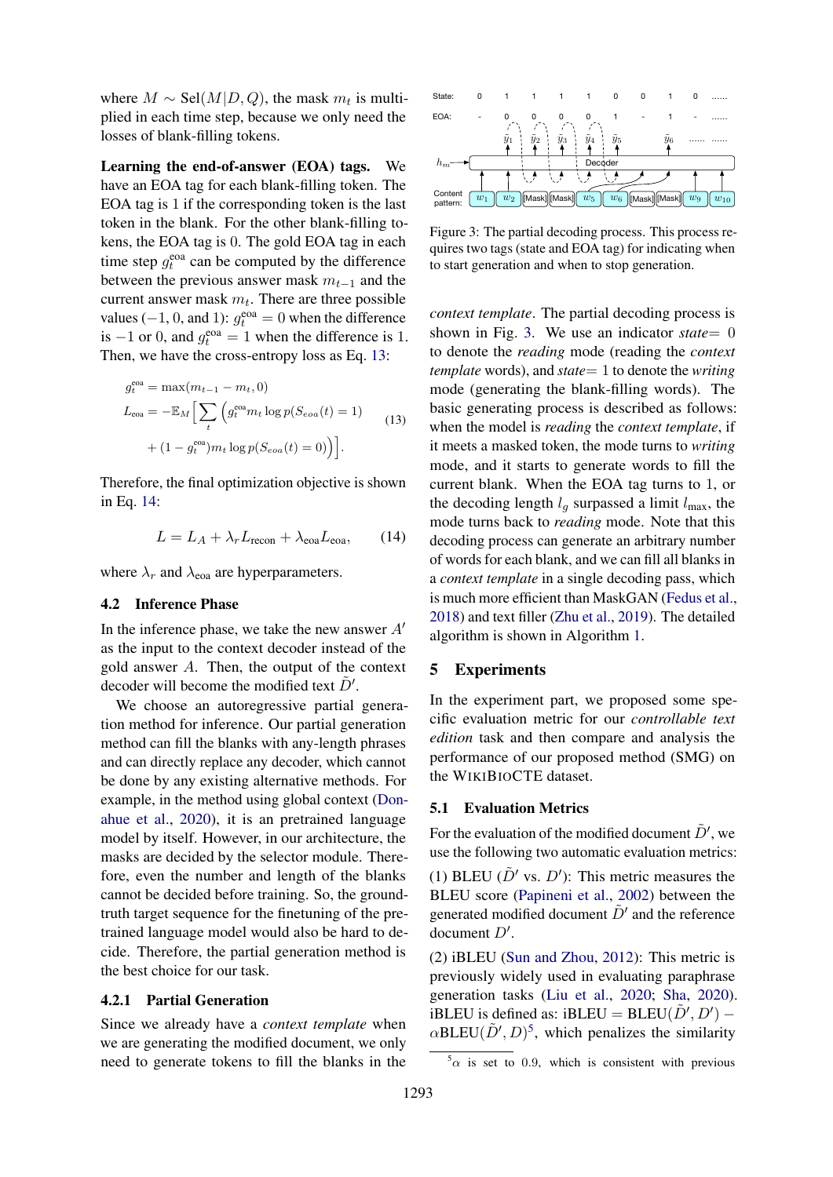where $M \sim \text{Sel}(M|D, Q)$, the mask $m_t$ is multiplied in each time step, because we only need the losses of blank-filling tokens.

**Learning the end-of-answer (EOA) tags.** We have an EOA tag for each blank-filling token. The EOA tag is 1 if the corresponding token is the last token in the blank. For the other blank-filling tokens, the EOA tag is 0. The gold EOA tag in each time step $g_t^{\text{eoa}}$ can be computed by the difference between the previous answer mask $m_{t-1}$ and the current answer mask $m_t$. There are three possible values ($-1$, 0, and 1): $g_t^{\text{eoa}} = 0$ when the difference is $-1$ or 0, and $g_t^{\text{eoa}} = 1$ when the difference is 1. Then, we have the cross-entropy loss as Eq. 13:

$$
\begin{aligned}
g_t^{\text{eoa}} &= \max(m_{t-1} - m_t, 0) \\
L_{\text{eoa}} &= -\mathbb{E}_M \Big[ \sum_t \Big( g_t^{\text{eoa}} m_t \log p(S_{eoa}(t) = 1) \\
&\quad + (1 - g_t^{\text{eoa}}) m_t \log p(S_{eoa}(t) = 0) \Big) \Big].
\end{aligned} \tag{13}
$$

Therefore, the final optimization objective is shown in Eq. 14:

$$
L = L_A + \lambda_r L_{\text{recon}} + \lambda_{\text{eoa}} L_{\text{eoa}}, \tag{14}
$$

where $\lambda_r$ and $\lambda_{\text{eoa}}$ are hyperparameters.

### 4.2 Inference Phase

In the inference phase, we take the new answer $A'$ as the input to the context decoder instead of the gold answer $A$. Then, the output of the context decoder will become the modified text $\tilde{D}'$.

We choose an autoregressive partial generation method for inference. Our partial generation method can fill the blanks with any-length phrases and can directly replace any decoder, which cannot be done by any existing alternative methods. For example, in the method using global context (Donahue et al., 2020), it is an pretrained language model by itself. However, in our architecture, the masks are decided by the selector module. Therefore, even the number and length of the blanks cannot be decided before training. So, the ground-truth target sequence for the finetuning of the pretrained language model would also be hard to decide. Therefore, the partial generation method is the best choice for our task.

#### 4.2.1 Partial Generation

Since we already have a *context template* when we are generating the modified document, we only need to generate tokens to fill the blanks in the *context template*. The partial decoding process is shown in Fig. 3. We use an indicator *state*$= 0$ to denote the *reading* mode (reading the *context template* words), and *state*$= 1$ to denote the *writing* mode (generating the blank-filling words). The basic generating process is described as follows: when the model is *reading* the *context template*, if it meets a masked token, the mode turns to *writing* mode, and it starts to generate words to fill the current blank. When the EOA tag turns to 1, or the decoding length $l_g$ surpassed a limit $l_{\max}$, the mode turns back to *reading* mode. Note that this decoding process can generate an arbitrary number of words for each blank, and we can fill all blanks in a *context template* in a single decoding pass, which is much more efficient than MaskGAN (Fedus et al., 2018) and text filler (Zhu et al., 2019). The detailed algorithm is shown in Algorithm 1.

Figure 3: The partial decoding process. This process requires two tags (state and EOA tag) for indicating when to start generation and when to stop generation.

## 5 Experiments

In the experiment part, we proposed some specific evaluation metric for our *controllable text edition* task and then compare and analysis the performance of our proposed method (SMG) on the WIKIBIOCTE dataset.

### 5.1 Evaluation Metrics

For the evaluation of the modified document $\tilde{D}'$, we use the following two automatic evaluation metrics:

(1) BLEU ($\tilde{D}'$ vs. $D'$): This metric measures the BLEU score (Papineni et al., 2002) between the generated modified document $\tilde{D}'$ and the reference document $D'$.

(2) iBLEU (Sun and Zhou, 2012): This metric is previously widely used in evaluating paraphrase generation tasks (Liu et al., 2020; Sha, 2020). iBLEU is defined as: iBLEU $= \text{BLEU}(\tilde{D}', D') - \alpha \text{BLEU}(\tilde{D}', D)$[5], which penalizes the similarity

[5] $\alpha$ is set to 0.9, which is consistent with previous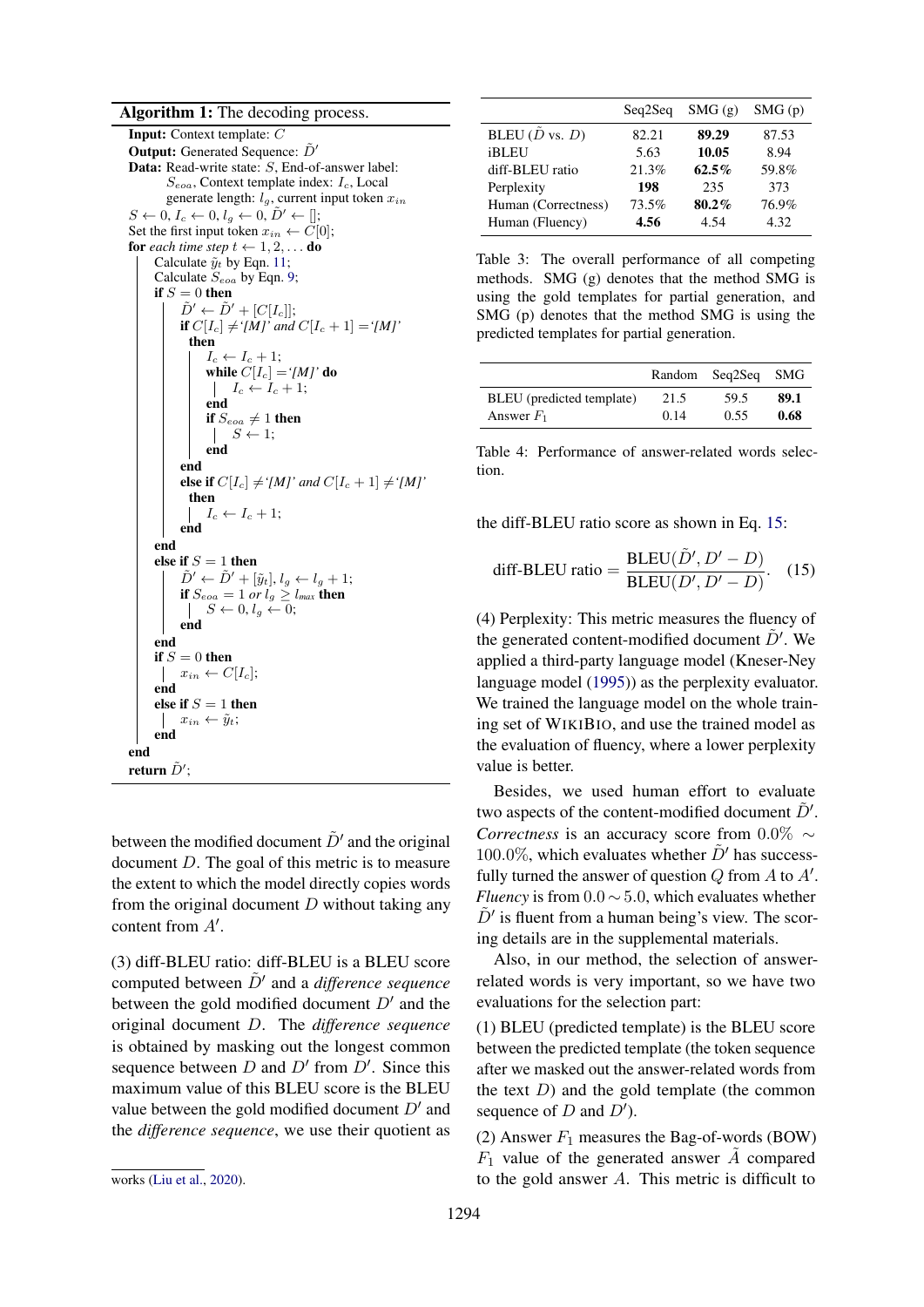**Algorithm 1:** The decoding process.

```
Input: Context template: C
Output: Generated Sequence: D̃'
Data: Read-write state: S, End-of-answer label:
      S_eoa, Context template index: I_c, Local
      generate length: l_g, current input token x_in
S ← 0, I_c ← 0, l_g ← 0, D̃' ← [];
Set the first input token x_in ← C[0];
for each time step t ← 1, 2, ... do
    Calculate ỹ_t by Eqn. 11;
    Calculate S_eoa by Eqn. 9;
    if S = 0 then
        D̃' ← D̃' + [C[I_c]];
        if C[I_c] ≠ '[M]' and C[I_c + 1] = '[M]'
         then
            I_c ← I_c + 1;
            while C[I_c] = '[M]' do
                I_c ← I_c + 1;
            end
            if S_eoa ≠ 1 then
                S ← 1;
            end
        end
        else if C[I_c] ≠ '[M]' and C[I_c + 1] ≠ '[M]'
         then
            I_c ← I_c + 1;
        end
    end
    else if S = 1 then
        D̃' ← D̃' + [ỹ_t], l_g ← l_g + 1;
        if S_eoa = 1 or l_g ≥ l_max then
            S ← 0, l_g ← 0;
        end
    end
    if S = 0 then
        x_in ← C[I_c];
    end
    else if S = 1 then
        x_in ← ỹ_t;
    end
end
return D̃';
```

between the modified document $\tilde{D}'$ and the original document $D$. The goal of this metric is to measure the extent to which the model directly copies words from the original document $D$ without taking any content from $A'$.

(3) diff-BLEU ratio: diff-BLEU is a BLEU score computed between $\tilde{D}'$ and a *difference sequence* between the gold modified document $D'$ and the original document $D$. The *difference sequence* is obtained by masking out the longest common sequence between $D$ and $D'$ from $D'$. Since this maximum value of this BLEU score is the BLEU value between the gold modified document $D'$ and the *difference sequence*, we use their quotient as the diff-BLEU ratio score as shown in Eq. 15:

$$\text{diff-BLEU ratio} = \frac{\text{BLEU}(\tilde{D}', D' - D)}{\text{BLEU}(D', D' - D)}. \quad (15)$$

(4) Perplexity: This metric measures the fluency of the generated content-modified document $\tilde{D}'$. We applied a third-party language model (Kneser-Ney language model (1995)) as the perplexity evaluator. We trained the language model on the whole training set of WikiBio, and use the trained model as the evaluation of fluency, where a lower perplexity value is better.

Besides, we used human effort to evaluate two aspects of the content-modified document $\tilde{D}'$. *Correctness* is an accuracy score from $0.0\% \sim 100.0\%$, which evaluates whether $\tilde{D}'$ has successfully turned the answer of question $Q$ from $A$ to $A'$. *Fluency* is from $0.0 \sim 5.0$, which evaluates whether $\tilde{D}'$ is fluent from a human being's view. The scoring details are in the supplemental materials.

Also, in our method, the selection of answer-related words is very important, so we have two evaluations for the selection part:

(1) BLEU (predicted template) is the BLEU score between the predicted template (the token sequence after we masked out the answer-related words from the text $D$) and the gold template (the common sequence of $D$ and $D'$).

(2) Answer $F_1$ measures the Bag-of-words (BOW) $F_1$ value of the generated answer $\tilde{A}$ compared to the gold answer $A$. This metric is difficult to

| | Seq2Seq | SMG (g) | SMG (p) |
|---|---|---|---|
| BLEU ($\tilde{D}$ vs. $D$) | 82.21 | **89.29** | 87.53 |
| iBLEU | 5.63 | **10.05** | 8.94 |
| diff-BLEU ratio | 21.3% | **62.5%** | 59.8% |
| Perplexity | **198** | 235 | 373 |
| Human (Correctness) | 73.5% | **80.2%** | 76.9% |
| Human (Fluency) | **4.56** | 4.54 | 4.32 |

Table 3: The overall performance of all competing methods. SMG (g) denotes that the method SMG is using the gold templates for partial generation, and SMG (p) denotes that the method SMG is using the predicted templates for partial generation.

| | Random | Seq2Seq | SMG |
|---|---|---|---|
| BLEU (predicted template) | 21.5 | 59.5 | **89.1** |
| Answer $F_1$ | 0.14 | 0.55 | **0.68** |

Table 4: Performance of answer-related words selection.

works (Liu et al., 2020).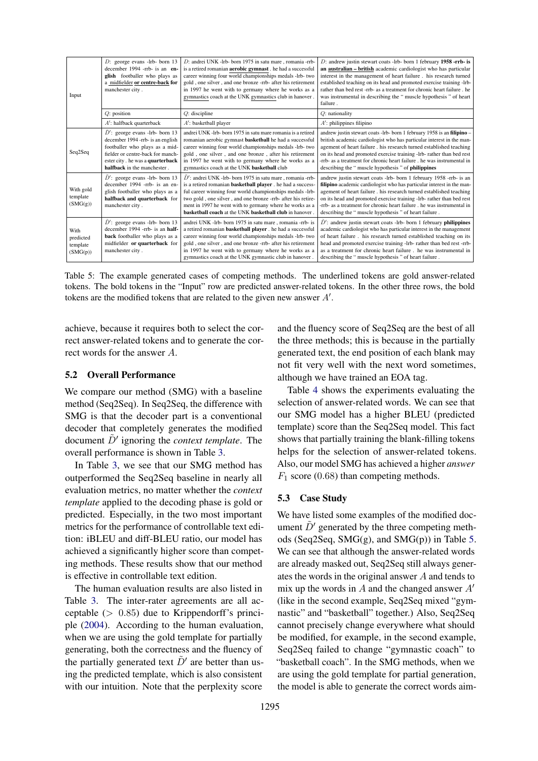| | | | |
|---|---|---|---|
| Input | $D$: george evans -lrb- born 13 december 1994 -rrb- is an **english** footballer who plays as a midfielder **or centre-back for** manchester city . | $D$: andrei UNK -lrb- born 1975 in satu mare , romania -rrb- is a retired romanian **aerobic gymnast** . he had a successful career winning four world championships medals -lrb- two gold , one silver , and one bronze -rrb- after his retirement in 1997 he went with to germany where he works as a gymnastics coach at the UNK gymnastics club in hanover . | $D$: andrew justin stewart coats -lrb- born 1 february **1958 -rrb- is an australian – british** academic cardiologist who has particular interest in the management of heart failure . his research turned established teaching on its head and promoted exercise training -lrb- rather than bed rest -rrb- as a treatment for chronic heart failure . he was instrumental in describing the " muscle hypothesis " of heart failure . |
| | $Q$: position | $Q$: discipline | $Q$: nationality |
| | $A'$: halfback quarterback | $A'$: basketball player | $A'$: philippines filipino |
| Seq2Seq | $\tilde{D}'$: george evans -lrb- born 13 december 1994 -rrb- is an english footballer who plays as a midfielder or centre-back for manchester city . he was a **quarterback halfback** in the manchester . | andrei UNK -lrb- born 1975 in satu mare romania is a retired romanian aerobic gymnast **basketball** he had a successful career winning four world championships medals -lrb- two gold , one silver , and one bronze , after his retirement in 1997 he went with to germany where he works as a gymnastics coach at the UNK **basketball** club | andrew justin stewart coats -lrb- born 1 february 1958 is an **filipino** – british academic cardiologist who has particular interest in the management of heart failure . his research turned established teaching on its head and promoted exercise training -lrb- rather than bed rest -rrb- as a treatment for chronic heart failure . he was instrumental in describing the " muscle hypothesis " of **philippines** |
| With gold template (SMG(g)) | $\tilde{D}'$: george evans -lrb- born 13 december 1994 -rrb- is an english footballer who plays as a **halfback and quarterback** for manchester city . | $\tilde{D}'$: andrei UNK -lrb- born 1975 in satu mare , romania -rrb- is a retired romanian **basketball player** . he had a successful career winning four world championships medals -lrb- two gold , one silver , and one bronze -rrb- after his retirement in 1997 he went with to germany where he works as a **basketball coach** at the UNK **basketball club** in hanover . | andrew justin stewart coats -lrb- born 1 february 1958 -rrb- is an **filipino** academic cardiologist who has particular interest in the management of heart failure . his research turned established teaching on its head and promoted exercise training -lrb- rather than bed rest -rrb- as a treatment for chronic heart failure . he was instrumental in describing the " muscle hypothesis " of heart failure . |
| With predicted template (SMG(p)) | $\tilde{D}'$: george evans -lrb- born 13 december 1994 -rrb- is an **halfback** footballer who plays as a midfielder **or quarterback** for manchester city . | andrei UNK -lrb- born 1975 in satu mare , romania -rrb- is a retired romanian **basketball player** . he had a successful career winning four world championships medals -lrb- two gold , one silver , and one bronze -rrb- after his retirement in 1997 he went with to germany where he works as a gymnastics coach at the UNK gymnastic club in hanover . | $\tilde{D}'$: andrew justin stewart coats -lrb- born 1 february **philippines** academic cardiologist who has particular interest in the management of heart failure . his research turned established teaching on its head and promoted exercise training -lrb- rather than bed rest -rrb- as a treatment for chronic heart failure . he was instrumental in describing the " muscle hypothesis " of heart failure . |

Table 5: The example generated cases of competing methods. The underlined tokens are gold answer-related tokens. The bold tokens in the "Input" row are predicted answer-related tokens. In the other three rows, the bold tokens are the modified tokens that are related to the given new answer $A'$.

achieve, because it requires both to select the correct answer-related tokens and to generate the correct words for the answer $A$.

## 5.2 Overall Performance

We compare our method (SMG) with a baseline method (Seq2Seq). In Seq2Seq, the difference with SMG is that the decoder part is a conventional decoder that completely generates the modified document $\tilde{D}'$ ignoring the *context template*. The overall performance is shown in Table 3.

In Table 3, we see that our SMG method has outperformed the Seq2Seq baseline in nearly all evaluation metrics, no matter whether the *context template* applied to the decoding phase is gold or predicted. Especially, in the two most important metrics for the performance of controllable text edition: iBLEU and diff-BLEU ratio, our model has achieved a significantly higher score than competing methods. These results show that our method is effective in controllable text edition.

The human evaluation results are also listed in Table 3. The inter-rater agreements are all acceptable ($> 0.85$) due to Krippendorff's principle (2004). According to the human evaluation, when we are using the gold template for partially generating, both the correctness and the fluency of the partially generated text $\tilde{D}'$ are better than using the predicted template, which is also consistent with our intuition. Note that the perplexity score and the fluency score of Seq2Seq are the best of all the three methods; this is because in the partially generated text, the end position of each blank may not fit very well with the next word sometimes, although we have trained an EOA tag.

Table 4 shows the experiments evaluating the selection of answer-related words. We can see that our SMG model has a higher BLEU (predicted template) score than the Seq2Seq model. This fact shows that partially training the blank-filling tokens helps for the selection of answer-related tokens. Also, our model SMG has achieved a higher *answer* $F_1$ score (0.68) than competing methods.

## 5.3 Case Study

We have listed some examples of the modified document $\tilde{D}'$ generated by the three competing methods (Seq2Seq, SMG(g), and SMG(p)) in Table 5. We can see that although the answer-related words are already masked out, Seq2Seq still always generates the words in the original answer $A$ and tends to mix up the words in $A$ and the changed answer $A'$ (like in the second example, Seq2Seq mixed "gymnastic" and "basketball" together.) Also, Seq2Seq cannot precisely change everywhere what should be modified, for example, in the second example, Seq2Seq failed to change "gymnastic coach" to "basketball coach". In the SMG methods, when we are using the gold template for partial generation, the model is able to generate the correct words aim-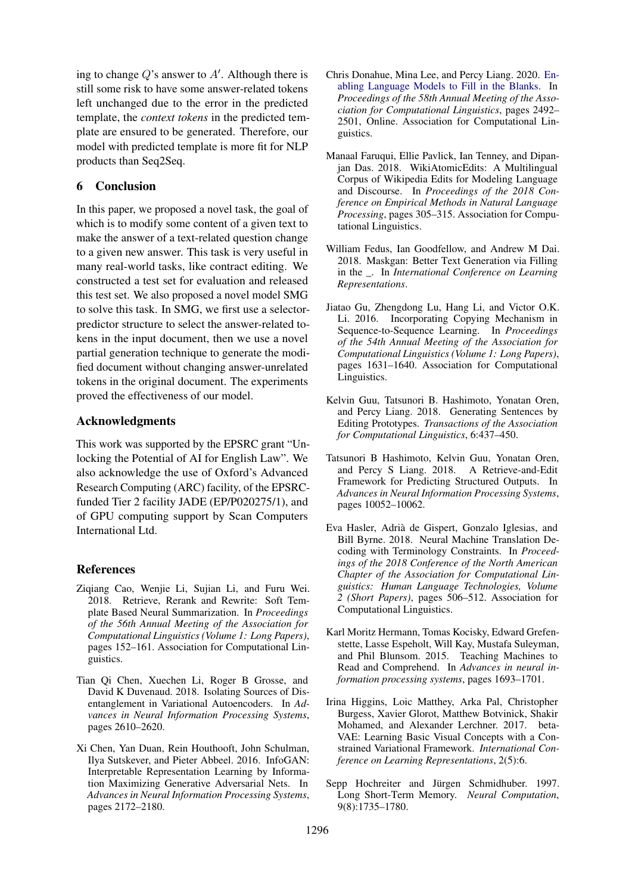ing to change $Q$'s answer to $A'$. Although there is still some risk to have some answer-related tokens left unchanged due to the error in the predicted template, the *context tokens* in the predicted template are ensured to be generated. Therefore, our model with predicted template is more fit for NLP products than Seq2Seq.

## 6 Conclusion

In this paper, we proposed a novel task, the goal of which is to modify some content of a given text to make the answer of a text-related question change to a given new answer. This task is very useful in many real-world tasks, like contract editing. We constructed a test set for evaluation and released this test set. We also proposed a novel model SMG to solve this task. In SMG, we first use a selector-predictor structure to select the answer-related tokens in the input document, then we use a novel partial generation technique to generate the modified document without changing answer-unrelated tokens in the original document. The experiments proved the effectiveness of our model.

## Acknowledgments

This work was supported by the EPSRC grant "Unlocking the Potential of AI for English Law". We also acknowledge the use of Oxford's Advanced Research Computing (ARC) facility, of the EPSRC-funded Tier 2 facility JADE (EP/P020275/1), and of GPU computing support by Scan Computers International Ltd.

## References

Ziqiang Cao, Wenjie Li, Sujian Li, and Furu Wei. 2018. Retrieve, Rerank and Rewrite: Soft Template Based Neural Summarization. In *Proceedings of the 56th Annual Meeting of the Association for Computational Linguistics (Volume 1: Long Papers)*, pages 152–161. Association for Computational Linguistics.

Tian Qi Chen, Xuechen Li, Roger B Grosse, and David K Duvenaud. 2018. Isolating Sources of Disentanglement in Variational Autoencoders. In *Advances in Neural Information Processing Systems*, pages 2610–2620.

Xi Chen, Yan Duan, Rein Houthooft, John Schulman, Ilya Sutskever, and Pieter Abbeel. 2016. InfoGAN: Interpretable Representation Learning by Information Maximizing Generative Adversarial Nets. In *Advances in Neural Information Processing Systems*, pages 2172–2180.

Chris Donahue, Mina Lee, and Percy Liang. 2020. Enabling Language Models to Fill in the Blanks. In *Proceedings of the 58th Annual Meeting of the Association for Computational Linguistics*, pages 2492–2501, Online. Association for Computational Linguistics.

Manaal Faruqui, Ellie Pavlick, Ian Tenney, and Dipanjan Das. 2018. WikiAtomicEdits: A Multilingual Corpus of Wikipedia Edits for Modeling Language and Discourse. In *Proceedings of the 2018 Conference on Empirical Methods in Natural Language Processing*, pages 305–315. Association for Computational Linguistics.

William Fedus, Ian Goodfellow, and Andrew M Dai. 2018. Maskgan: Better Text Generation via Filling in the _. In *International Conference on Learning Representations*.

Jiatao Gu, Zhengdong Lu, Hang Li, and Victor O.K. Li. 2016. Incorporating Copying Mechanism in Sequence-to-Sequence Learning. In *Proceedings of the 54th Annual Meeting of the Association for Computational Linguistics (Volume 1: Long Papers)*, pages 1631–1640. Association for Computational Linguistics.

Kelvin Guu, Tatsunori B. Hashimoto, Yonatan Oren, and Percy Liang. 2018. Generating Sentences by Editing Prototypes. *Transactions of the Association for Computational Linguistics*, 6:437–450.

Tatsunori B Hashimoto, Kelvin Guu, Yonatan Oren, and Percy S Liang. 2018. A Retrieve-and-Edit Framework for Predicting Structured Outputs. In *Advances in Neural Information Processing Systems*, pages 10052–10062.

Eva Hasler, Adrià de Gispert, Gonzalo Iglesias, and Bill Byrne. 2018. Neural Machine Translation Decoding with Terminology Constraints. In *Proceedings of the 2018 Conference of the North American Chapter of the Association for Computational Linguistics: Human Language Technologies, Volume 2 (Short Papers)*, pages 506–512. Association for Computational Linguistics.

Karl Moritz Hermann, Tomas Kocisky, Edward Grefenstette, Lasse Espeholt, Will Kay, Mustafa Suleyman, and Phil Blunsom. 2015. Teaching Machines to Read and Comprehend. In *Advances in neural information processing systems*, pages 1693–1701.

Irina Higgins, Loic Matthey, Arka Pal, Christopher Burgess, Xavier Glorot, Matthew Botvinick, Shakir Mohamed, and Alexander Lerchner. 2017. beta-VAE: Learning Basic Visual Concepts with a Constrained Variational Framework. *International Conference on Learning Representations*, 2(5):6.

Sepp Hochreiter and Jürgen Schmidhuber. 1997. Long Short-Term Memory. *Neural Computation*, 9(8):1735–1780.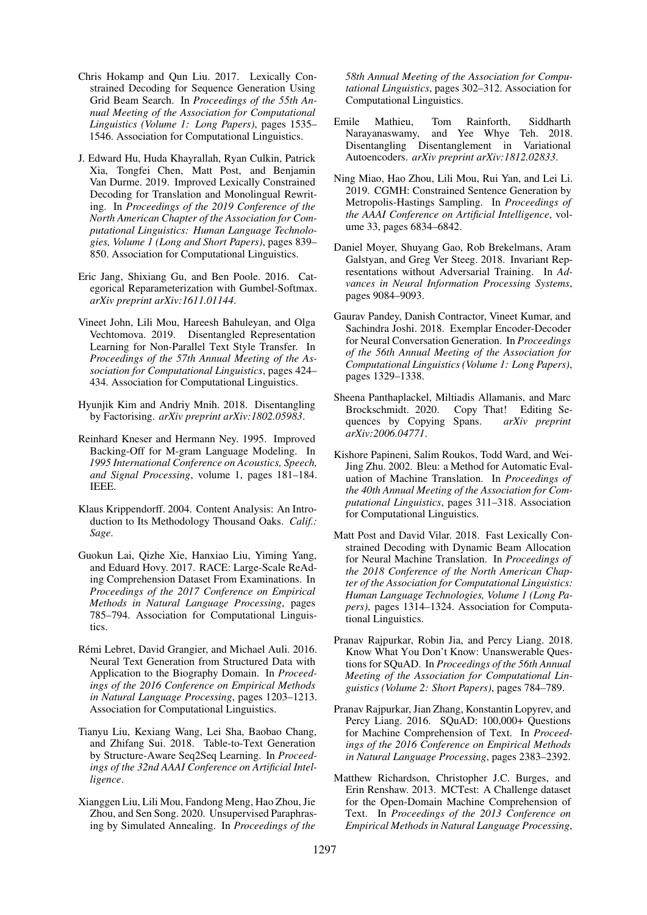Chris Hokamp and Qun Liu. 2017. Lexically Constrained Decoding for Sequence Generation Using Grid Beam Search. In *Proceedings of the 55th Annual Meeting of the Association for Computational Linguistics (Volume 1: Long Papers)*, pages 1535–1546. Association for Computational Linguistics.

J. Edward Hu, Huda Khayrallah, Ryan Culkin, Patrick Xia, Tongfei Chen, Matt Post, and Benjamin Van Durme. 2019. Improved Lexically Constrained Decoding for Translation and Monolingual Rewriting. In *Proceedings of the 2019 Conference of the North American Chapter of the Association for Computational Linguistics: Human Language Technologies, Volume 1 (Long and Short Papers)*, pages 839–850. Association for Computational Linguistics.

Eric Jang, Shixiang Gu, and Ben Poole. 2016. Categorical Reparameterization with Gumbel-Softmax. *arXiv preprint arXiv:1611.01144*.

Vineet John, Lili Mou, Hareesh Bahuleyan, and Olga Vechtomova. 2019. Disentangled Representation Learning for Non-Parallel Text Style Transfer. In *Proceedings of the 57th Annual Meeting of the Association for Computational Linguistics*, pages 424–434. Association for Computational Linguistics.

Hyunjik Kim and Andriy Mnih. 2018. Disentangling by Factorising. *arXiv preprint arXiv:1802.05983*.

Reinhard Kneser and Hermann Ney. 1995. Improved Backing-Off for M-gram Language Modeling. In *1995 International Conference on Acoustics, Speech, and Signal Processing*, volume 1, pages 181–184. IEEE.

Klaus Krippendorff. 2004. Content Analysis: An Introduction to Its Methodology Thousand Oaks. *Calif.: Sage*.

Guokun Lai, Qizhe Xie, Hanxiao Liu, Yiming Yang, and Eduard Hovy. 2017. RACE: Large-Scale ReAding Comprehension Dataset From Examinations. In *Proceedings of the 2017 Conference on Empirical Methods in Natural Language Processing*, pages 785–794. Association for Computational Linguistics.

Rémi Lebret, David Grangier, and Michael Auli. 2016. Neural Text Generation from Structured Data with Application to the Biography Domain. In *Proceedings of the 2016 Conference on Empirical Methods in Natural Language Processing*, pages 1203–1213. Association for Computational Linguistics.

Tianyu Liu, Kexiang Wang, Lei Sha, Baobao Chang, and Zhifang Sui. 2018. Table-to-Text Generation by Structure-Aware Seq2Seq Learning. In *Proceedings of the 32nd AAAI Conference on Artificial Intelligence*.

Xianggen Liu, Lili Mou, Fandong Meng, Hao Zhou, Jie Zhou, and Sen Song. 2020. Unsupervised Paraphrasing by Simulated Annealing. In *Proceedings of the 58th Annual Meeting of the Association for Computational Linguistics*, pages 302–312. Association for Computational Linguistics.

Emile Mathieu, Tom Rainforth, Siddharth Narayanaswamy, and Yee Whye Teh. 2018. Disentangling Disentanglement in Variational Autoencoders. *arXiv preprint arXiv:1812.02833*.

Ning Miao, Hao Zhou, Lili Mou, Rui Yan, and Lei Li. 2019. CGMH: Constrained Sentence Generation by Metropolis-Hastings Sampling. In *Proceedings of the AAAI Conference on Artificial Intelligence*, volume 33, pages 6834–6842.

Daniel Moyer, Shuyang Gao, Rob Brekelmans, Aram Galstyan, and Greg Ver Steeg. 2018. Invariant Representations without Adversarial Training. In *Advances in Neural Information Processing Systems*, pages 9084–9093.

Gaurav Pandey, Danish Contractor, Vineet Kumar, and Sachindra Joshi. 2018. Exemplar Encoder-Decoder for Neural Conversation Generation. In *Proceedings of the 56th Annual Meeting of the Association for Computational Linguistics (Volume 1: Long Papers)*, pages 1329–1338.

Sheena Panthaplackel, Miltiadis Allamanis, and Marc Brockschmidt. 2020. Copy That! Editing Sequences by Copying Spans. *arXiv preprint arXiv:2006.04771*.

Kishore Papineni, Salim Roukos, Todd Ward, and Wei-Jing Zhu. 2002. Bleu: a Method for Automatic Evaluation of Machine Translation. In *Proceedings of the 40th Annual Meeting of the Association for Computational Linguistics*, pages 311–318. Association for Computational Linguistics.

Matt Post and David Vilar. 2018. Fast Lexically Constrained Decoding with Dynamic Beam Allocation for Neural Machine Translation. In *Proceedings of the 2018 Conference of the North American Chapter of the Association for Computational Linguistics: Human Language Technologies, Volume 1 (Long Papers)*, pages 1314–1324. Association for Computational Linguistics.

Pranav Rajpurkar, Robin Jia, and Percy Liang. 2018. Know What You Don't Know: Unanswerable Questions for SQuAD. In *Proceedings of the 56th Annual Meeting of the Association for Computational Linguistics (Volume 2: Short Papers)*, pages 784–789.

Pranav Rajpurkar, Jian Zhang, Konstantin Lopyrev, and Percy Liang. 2016. SQuAD: 100,000+ Questions for Machine Comprehension of Text. In *Proceedings of the 2016 Conference on Empirical Methods in Natural Language Processing*, pages 2383–2392.

Matthew Richardson, Christopher J.C. Burges, and Erin Renshaw. 2013. MCTest: A Challenge dataset for the Open-Domain Machine Comprehension of Text. In *Proceedings of the 2013 Conference on Empirical Methods in Natural Language Processing*,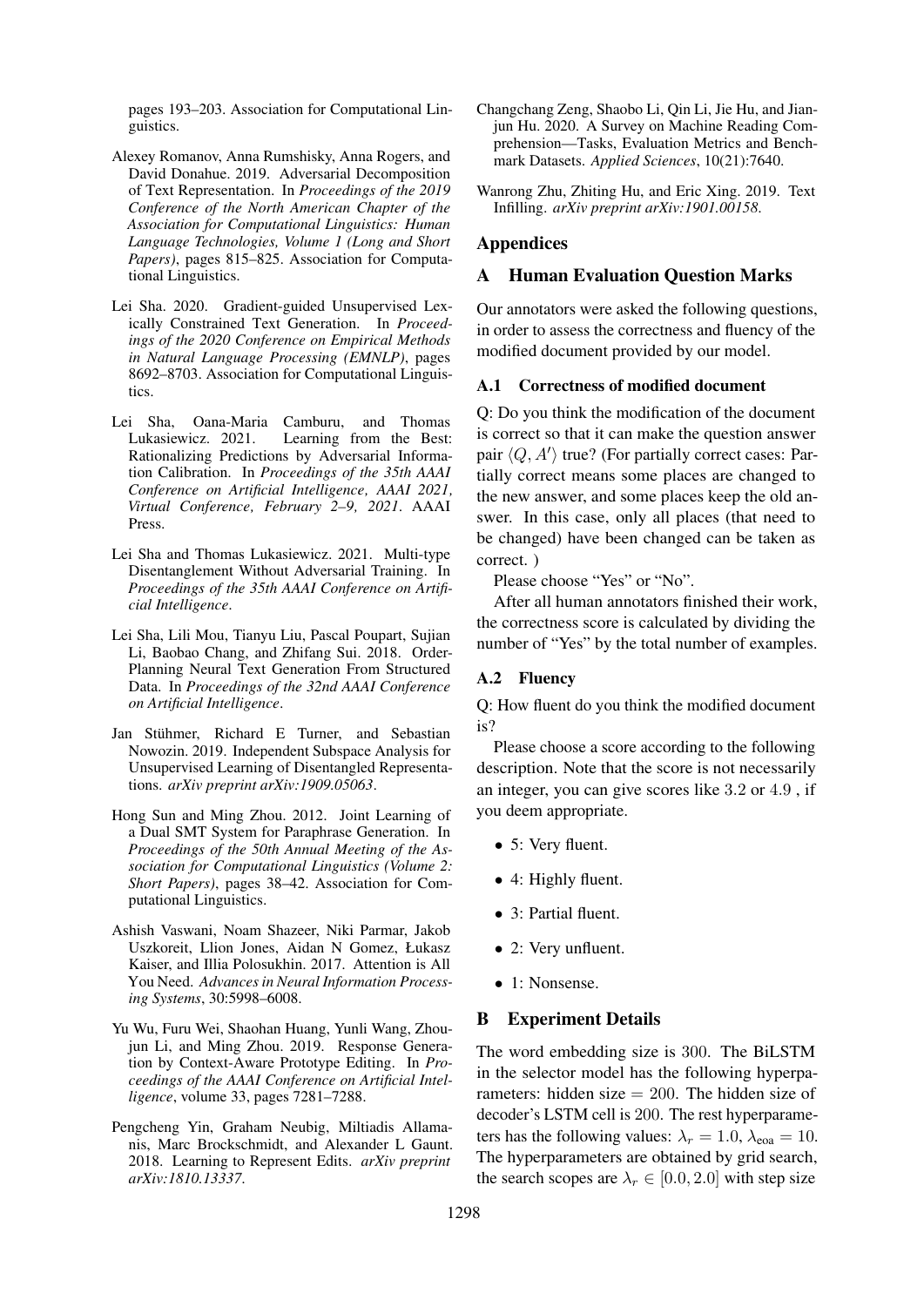pages 193–203. Association for Computational Linguistics.

Alexey Romanov, Anna Rumshisky, Anna Rogers, and David Donahue. 2019. Adversarial Decomposition of Text Representation. In *Proceedings of the 2019 Conference of the North American Chapter of the Association for Computational Linguistics: Human Language Technologies, Volume 1 (Long and Short Papers)*, pages 815–825. Association for Computational Linguistics.

Lei Sha. 2020. Gradient-guided Unsupervised Lexically Constrained Text Generation. In *Proceedings of the 2020 Conference on Empirical Methods in Natural Language Processing (EMNLP)*, pages 8692–8703. Association for Computational Linguistics.

Lei Sha, Oana-Maria Camburu, and Thomas Lukasiewicz. 2021. Learning from the Best: Rationalizing Predictions by Adversarial Information Calibration. In *Proceedings of the 35th AAAI Conference on Artificial Intelligence, AAAI 2021, Virtual Conference, February 2–9, 2021*. AAAI Press.

Lei Sha and Thomas Lukasiewicz. 2021. Multi-type Disentanglement Without Adversarial Training. In *Proceedings of the 35th AAAI Conference on Artificial Intelligence*.

Lei Sha, Lili Mou, Tianyu Liu, Pascal Poupart, Sujian Li, Baobao Chang, and Zhifang Sui. 2018. Order-Planning Neural Text Generation From Structured Data. In *Proceedings of the 32nd AAAI Conference on Artificial Intelligence*.

Jan Stühmer, Richard E Turner, and Sebastian Nowozin. 2019. Independent Subspace Analysis for Unsupervised Learning of Disentangled Representations. *arXiv preprint arXiv:1909.05063*.

Hong Sun and Ming Zhou. 2012. Joint Learning of a Dual SMT System for Paraphrase Generation. In *Proceedings of the 50th Annual Meeting of the Association for Computational Linguistics (Volume 2: Short Papers)*, pages 38–42. Association for Computational Linguistics.

Ashish Vaswani, Noam Shazeer, Niki Parmar, Jakob Uszkoreit, Llion Jones, Aidan N Gomez, Łukasz Kaiser, and Illia Polosukhin. 2017. Attention is All You Need. *Advances in Neural Information Processing Systems*, 30:5998–6008.

Yu Wu, Furu Wei, Shaohan Huang, Yunli Wang, Zhoujun Li, and Ming Zhou. 2019. Response Generation by Context-Aware Prototype Editing. In *Proceedings of the AAAI Conference on Artificial Intelligence*, volume 33, pages 7281–7288.

Pengcheng Yin, Graham Neubig, Miltiadis Allamanis, Marc Brockschmidt, and Alexander L Gaunt. 2018. Learning to Represent Edits. *arXiv preprint arXiv:1810.13337*.

Changchang Zeng, Shaobo Li, Qin Li, Jie Hu, and Jianjun Hu. 2020. A Survey on Machine Reading Comprehension—Tasks, Evaluation Metrics and Benchmark Datasets. *Applied Sciences*, 10(21):7640.

Wanrong Zhu, Zhiting Hu, and Eric Xing. 2019. Text Infilling. *arXiv preprint arXiv:1901.00158*.

# Appendices

## A Human Evaluation Question Marks

Our annotators were asked the following questions, in order to assess the correctness and fluency of the modified document provided by our model.

### A.1 Correctness of modified document

Q: Do you think the modification of the document is correct so that it can make the question answer pair $\langle Q, A' \rangle$ true? (For partially correct cases: Partially correct means some places are changed to the new answer, and some places keep the old answer. In this case, only all places (that need to be changed) have been changed can be taken as correct. )

Please choose "Yes" or "No".

After all human annotators finished their work, the correctness score is calculated by dividing the number of "Yes" by the total number of examples.

### A.2 Fluency

Q: How fluent do you think the modified document is?

Please choose a score according to the following description. Note that the score is not necessarily an integer, you can give scores like 3.2 or 4.9 , if you deem appropriate.

- 5: Very fluent.
- 4: Highly fluent.
- 3: Partial fluent.
- 2: Very unfluent.
- 1: Nonsense.

## B Experiment Details

The word embedding size is 300. The BiLSTM in the selector model has the following hyperparameters: hidden size = 200. The hidden size of decoder's LSTM cell is 200. The rest hyperparameters has the following values: $\lambda_r = 1.0$, $\lambda_{\text{eoa}} = 10$. The hyperparameters are obtained by grid search, the search scopes are $\lambda_r \in [0.0, 2.0]$ with step size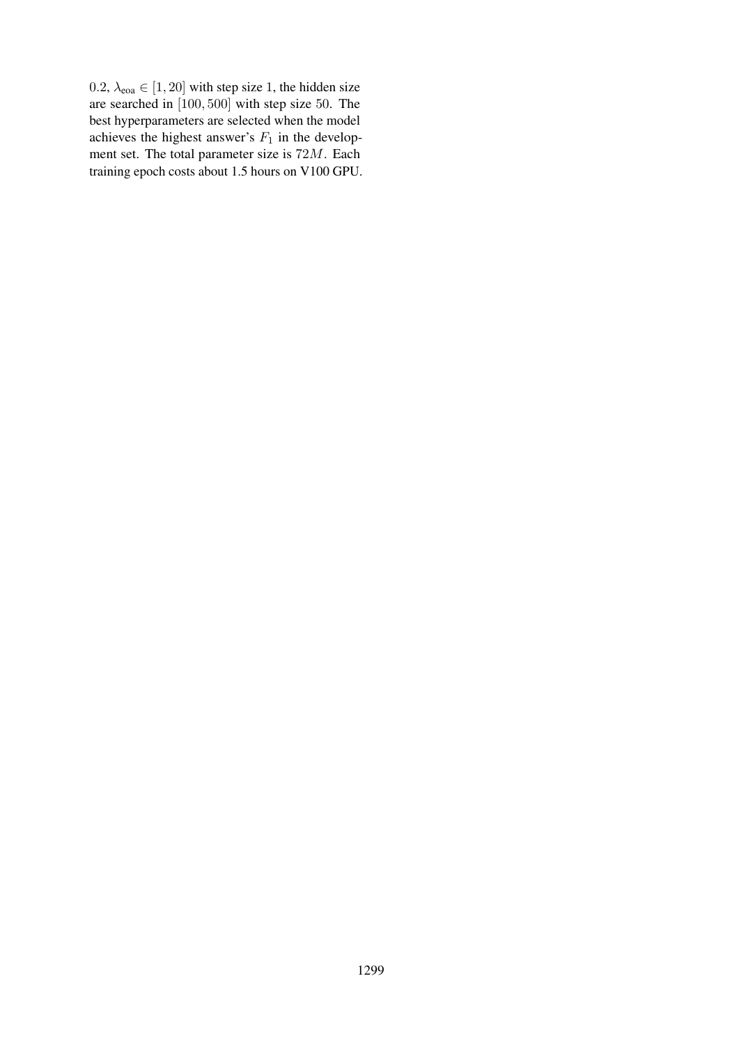$0.2$, $\lambda_{\text{eoa}} \in [1, 20]$ with step size $1$, the hidden size are searched in $[100, 500]$ with step size $50$. The best hyperparameters are selected when the model achieves the highest answer's $F_1$ in the development set. The total parameter size is $72M$. Each training epoch costs about 1.5 hours on V100 GPU.